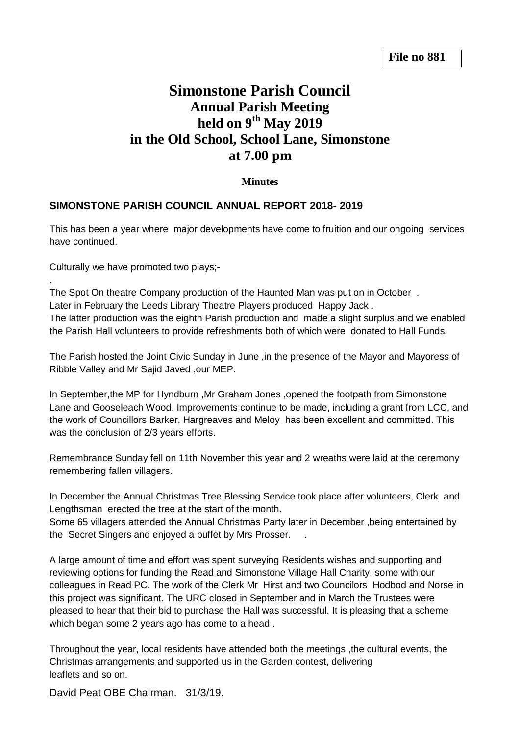**File no 881**

# Simonstone Parish Council
## Annual Parish Meeting
## held on 9th May 2019
## in the Old School, School Lane, Simonstone
## at 7.00 pm

**Minutes**

### SIMONSTONE PARISH COUNCIL ANNUAL REPORT 2018- 2019

This has been a year where major developments have come to fruition and our ongoing services have continued.

Culturally we have promoted two plays;-

.

The Spot On theatre Company production of the Haunted Man was put on in October .
Later in February the Leeds Library Theatre Players produced Happy Jack .
The latter production was the eighth Parish production and made a slight surplus and we enabled the Parish Hall volunteers to provide refreshments both of which were donated to Hall Funds.

The Parish hosted the Joint Civic Sunday in June ,in the presence of the Mayor and Mayoress of Ribble Valley and Mr Sajid Javed ,our MEP.

In September,the MP for Hyndburn ,Mr Graham Jones ,opened the footpath from Simonstone Lane and Gooseleach Wood. Improvements continue to be made, including a grant from LCC, and the work of Councillors Barker, Hargreaves and Meloy has been excellent and committed. This was the conclusion of 2/3 years efforts.

Remembrance Sunday fell on 11th November this year and 2 wreaths were laid at the ceremony remembering fallen villagers.

In December the Annual Christmas Tree Blessing Service took place after volunteers, Clerk and Lengthsman erected the tree at the start of the month.
Some 65 villagers attended the Annual Christmas Party later in December ,being entertained by the Secret Singers and enjoyed a buffet by Mrs Prosser. .

A large amount of time and effort was spent surveying Residents wishes and supporting and reviewing options for funding the Read and Simonstone Village Hall Charity, some with our colleagues in Read PC. The work of the Clerk Mr Hirst and two Councilors Hodbod and Norse in this project was significant. The URC closed in September and in March the Trustees were pleased to hear that their bid to purchase the Hall was successful. It is pleasing that a scheme which began some 2 years ago has come to a head .

Throughout the year, local residents have attended both the meetings ,the cultural events, the Christmas arrangements and supported us in the Garden contest, delivering leaflets and so on.

David Peat OBE Chairman. 31/3/19.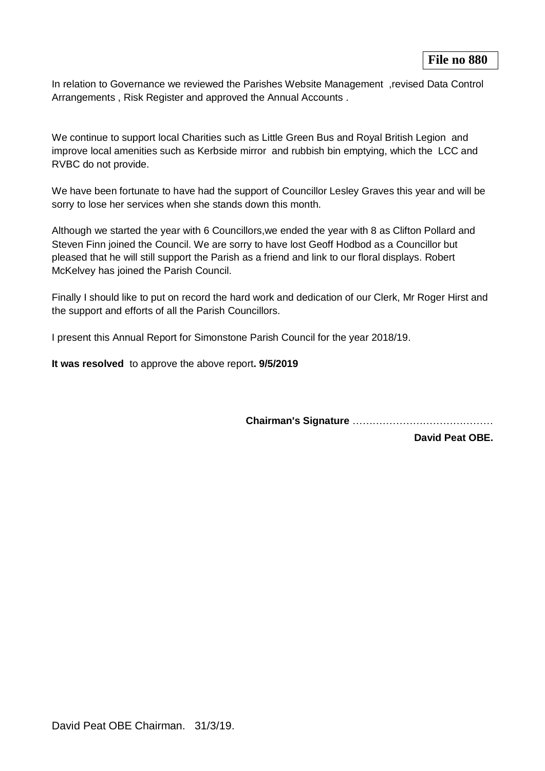**File no 880**

In relation to Governance we reviewed the Parishes Website Management ,revised Data Control Arrangements , Risk Register and approved the Annual Accounts .

We continue to support local Charities such as Little Green Bus and Royal British Legion and improve local amenities such as Kerbside mirror and rubbish bin emptying, which the LCC and RVBC do not provide.

We have been fortunate to have had the support of Councillor Lesley Graves this year and will be sorry to lose her services when she stands down this month.

Although we started the year with 6 Councillors,we ended the year with 8 as Clifton Pollard and Steven Finn joined the Council. We are sorry to have lost Geoff Hodbod as a Councillor but pleased that he will still support the Parish as a friend and link to our floral displays. Robert McKelvey has joined the Parish Council.

Finally I should like to put on record the hard work and dedication of our Clerk, Mr Roger Hirst and the support and efforts of all the Parish Councillors.

I present this Annual Report for Simonstone Parish Council for the year 2018/19.

**It was resolved** to approve the above report**. 9/5/2019**

**Chairman's Signature** ……………………………………

**David Peat OBE.**

David Peat OBE Chairman. 31/3/19.